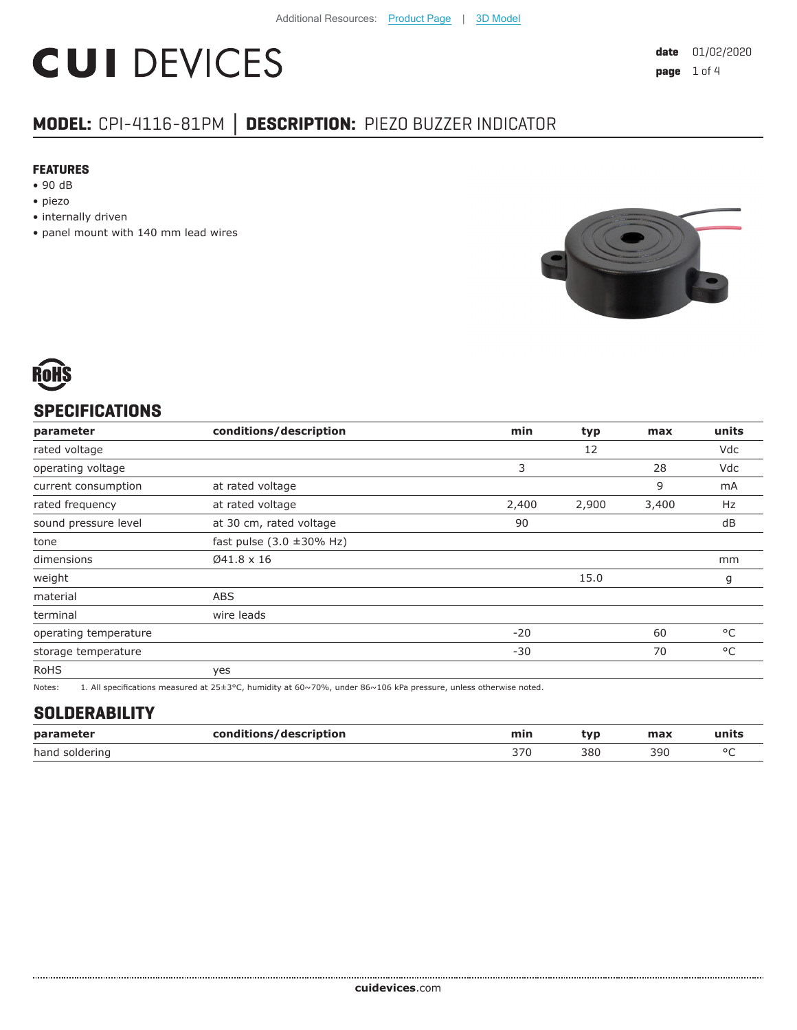Additional Resources: Product Page | 3D Model

# CUI DEVICES

date 01/02/2020

## MODEL: CPI-4116-81PM | DESCRIPTION: PIEZO BUZZER INDICATOR

### FEATURES

- 90 dB
- piezo
- internally driven
- panel mount with 140 mm lead wires

RoHS

## SPECIFICATIONS

| parameter | conditions/description | min | typ | max | units |
|---|---|---|---|---|---|
| rated voltage | | | 12 | | Vdc |
| operating voltage | | 3 | | 28 | Vdc |
| current consumption | at rated voltage | | | 9 | mA |
| rated frequency | at rated voltage | 2,400 | 2,900 | 3,400 | Hz |
| sound pressure level | at 30 cm, rated voltage | 90 | | | dB |
| tone | fast pulse (3.0 ±30% Hz) | | | | |
| dimensions | Ø41.8 x 16 | | | | mm |
| weight | | | 15.0 | | g |
| material | ABS | | | | |
| terminal | wire leads | | | | |
| operating temperature | | -20 | | 60 | °C |
| storage temperature | | -30 | | 70 | °C |
| RoHS | yes | | | | |

Notes: 1. All specifications measured at 25±3°C, humidity at 60~70%, under 86~106 kPa pressure, unless otherwise noted.

## SOLDERABILITY

| parameter | conditions/description | min | typ | max | units |
|---|---|---|---|---|---|
| hand soldering | | 370 | 380 | 390 | °C |

cuidevices.com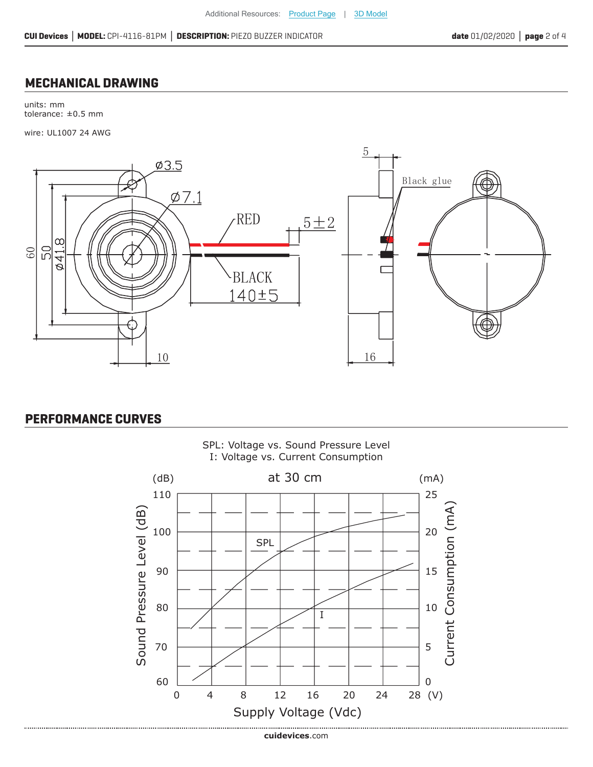## MECHANICAL DRAWING

units: mm
tolerance: ±0.5 mm

wire: UL1007 24 AWG

## PERFORMANCE CURVES

SPL: Voltage vs. Sound Pressure Level
I: Voltage vs. Current Consumption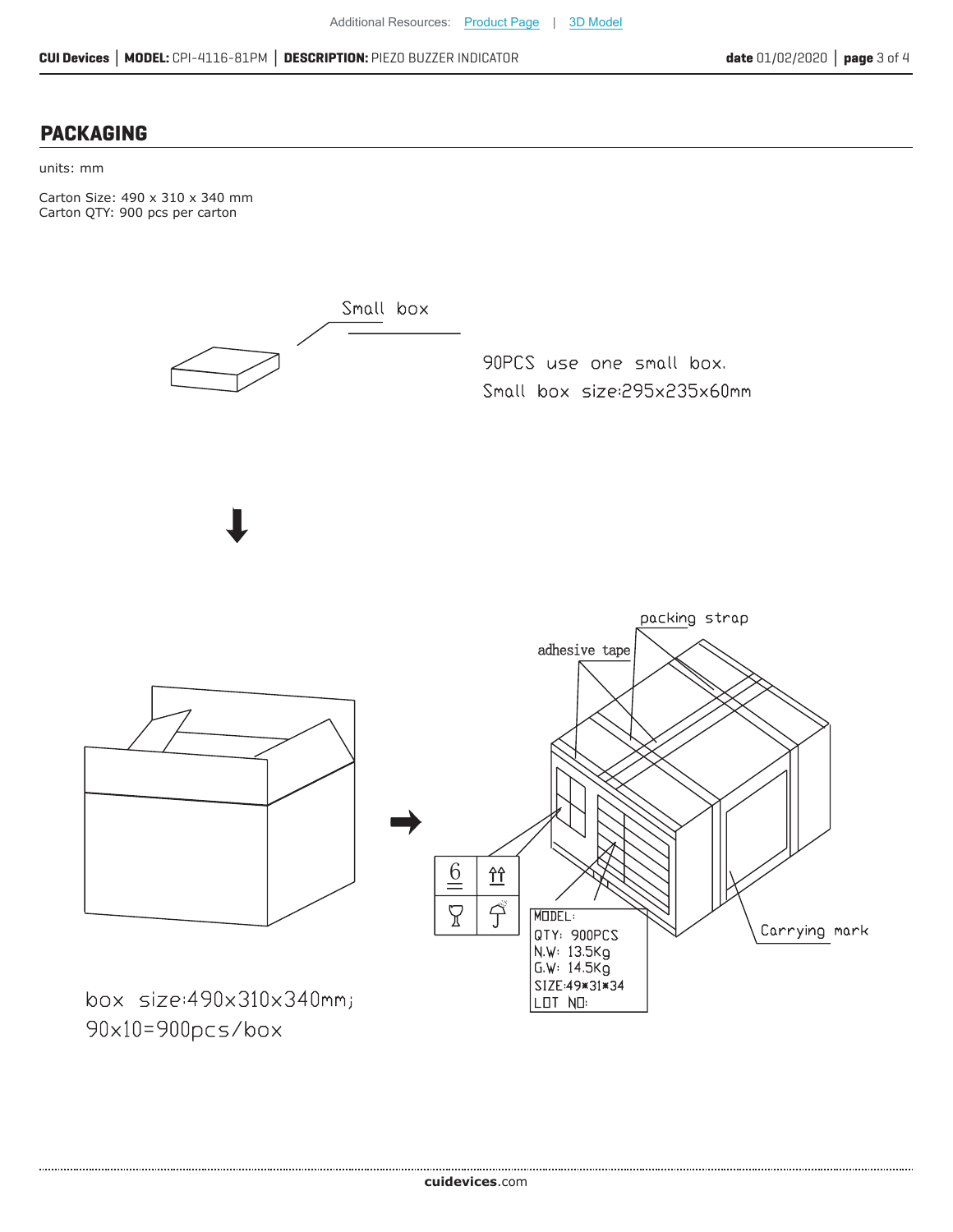## PACKAGING

units: mm

Carton Size: 490 x 310 x 340 mm
Carton QTY: 900 pcs per carton

Small box

90PCS use one small box.
Small box size:295x235x60mm

packing strap

adhesive tape

MODEL:
QTY: 900PCS
N.W: 13.5Kg
G.W: 14.5Kg
SIZE:49*31*34
LOT NO:

Carrying mark

box size:490x310x340mm;
90x10=900pcs/box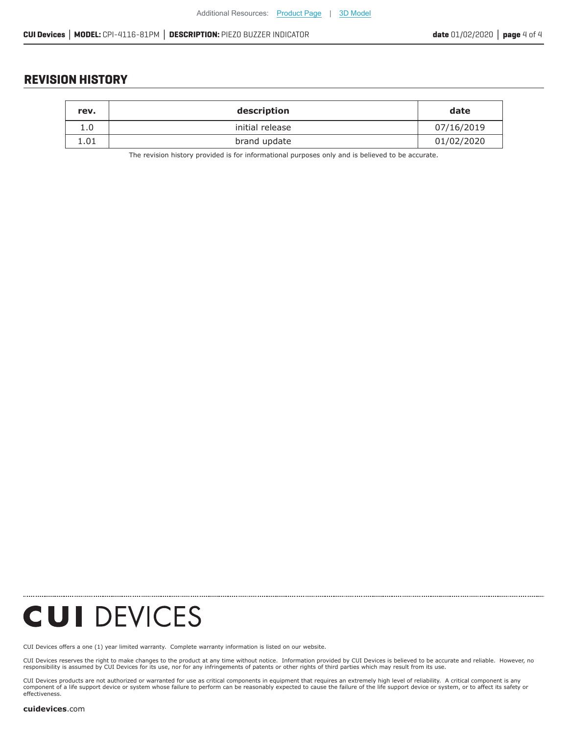## REVISION HISTORY

| rev. | description | date |
| --- | --- | --- |
| 1.0 | initial release | 07/16/2019 |
| 1.01 | brand update | 01/02/2020 |

The revision history provided is for informational purposes only and is believed to be accurate.

**CUI DEVICES**

CUI Devices offers a one (1) year limited warranty. Complete warranty information is listed on our website.

CUI Devices reserves the right to make changes to the product at any time without notice. Information provided by CUI Devices is believed to be accurate and reliable. However, no responsibility is assumed by CUI Devices for its use, nor for any infringements of patents or other rights of third parties which may result from its use.

CUI Devices products are not authorized or warranted for use as critical components in equipment that requires an extremely high level of reliability. A critical component is any component of a life support device or system whose failure to perform can be reasonably expected to cause the failure of the life support device or system, or to affect its safety or effectiveness.

**cuidevices**.com